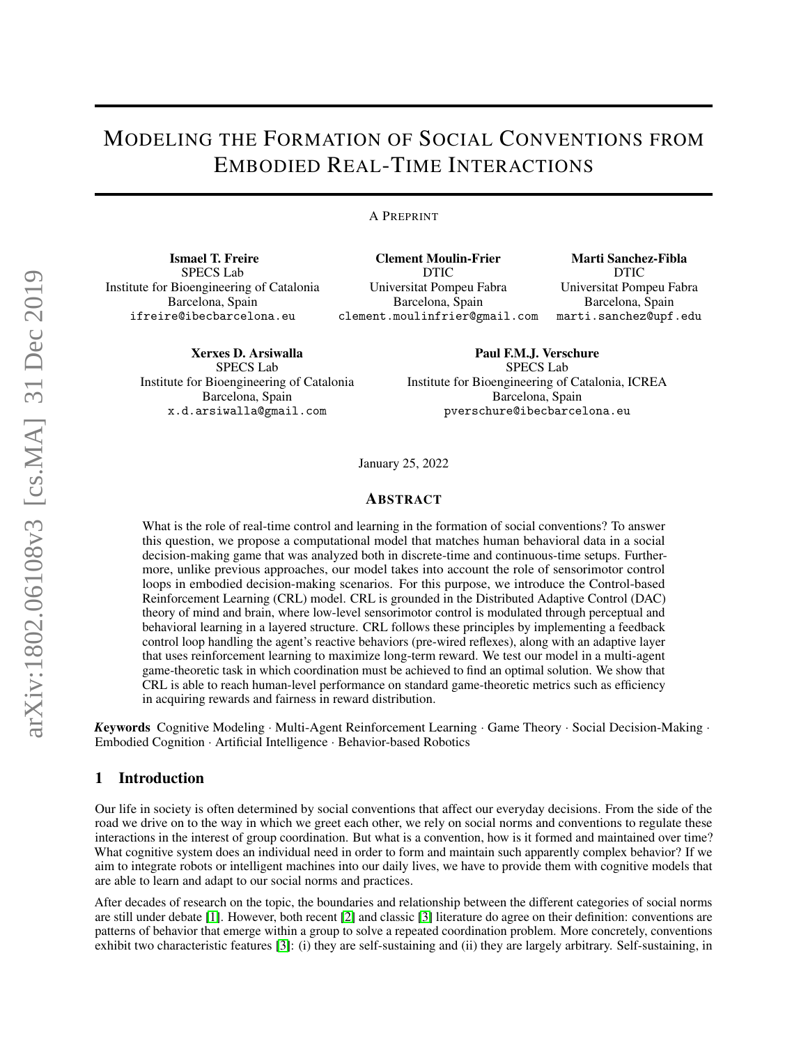# Modeling the Formation of Social Conventions from Embodied Real-Time Interactions

A Preprint

**Ismael T. Freire**
SPECS Lab
Institute for Bioengineering of Catalonia
Barcelona, Spain
ifreire@ibecbarcelona.eu

**Clement Moulin-Frier**
DTIC
Universitat Pompeu Fabra
Barcelona, Spain
clement.moulinfrier@gmail.com

**Marti Sanchez-Fibla**
DTIC
Universitat Pompeu Fabra
Barcelona, Spain
marti.sanchez@upf.edu

**Xerxes D. Arsiwalla**
SPECS Lab
Institute for Bioengineering of Catalonia
Barcelona, Spain
x.d.arsiwalla@gmail.com

**Paul F.M.J. Verschure**
SPECS Lab
Institute for Bioengineering of Catalonia, ICREA
Barcelona, Spain
pverschure@ibecbarcelona.eu

January 25, 2022

## Abstract

What is the role of real-time control and learning in the formation of social conventions? To answer this question, we propose a computational model that matches human behavioral data in a social decision-making game that was analyzed both in discrete-time and continuous-time setups. Furthermore, unlike previous approaches, our model takes into account the role of sensorimotor control loops in embodied decision-making scenarios. For this purpose, we introduce the Control-based Reinforcement Learning (CRL) model. CRL is grounded in the Distributed Adaptive Control (DAC) theory of mind and brain, where low-level sensorimotor control is modulated through perceptual and behavioral learning in a layered structure. CRL follows these principles by implementing a feedback control loop handling the agent's reactive behaviors (pre-wired reflexes), along with an adaptive layer that uses reinforcement learning to maximize long-term reward. We test our model in a multi-agent game-theoretic task in which coordination must be achieved to find an optimal solution. We show that CRL is able to reach human-level performance on standard game-theoretic metrics such as efficiency in acquiring rewards and fairness in reward distribution.

***Keywords*** Cognitive Modeling · Multi-Agent Reinforcement Learning · Game Theory · Social Decision-Making · Embodied Cognition · Artificial Intelligence · Behavior-based Robotics

## 1 Introduction

Our life in society is often determined by social conventions that affect our everyday decisions. From the side of the road we drive on to the way in which we greet each other, we rely on social norms and conventions to regulate these interactions in the interest of group coordination. But what is a convention, how is it formed and maintained over time? What cognitive system does an individual need in order to form and maintain such apparently complex behavior? If we aim to integrate robots or intelligent machines into our daily lives, we have to provide them with cognitive models that are able to learn and adapt to our social norms and practices.

After decades of research on the topic, the boundaries and relationship between the different categories of social norms are still under debate [1]. However, both recent [2] and classic [3] literature do agree on their definition: conventions are patterns of behavior that emerge within a group to solve a repeated coordination problem. More concretely, conventions exhibit two characteristic features [3]: (i) they are self-sustaining and (ii) they are largely arbitrary. Self-sustaining, in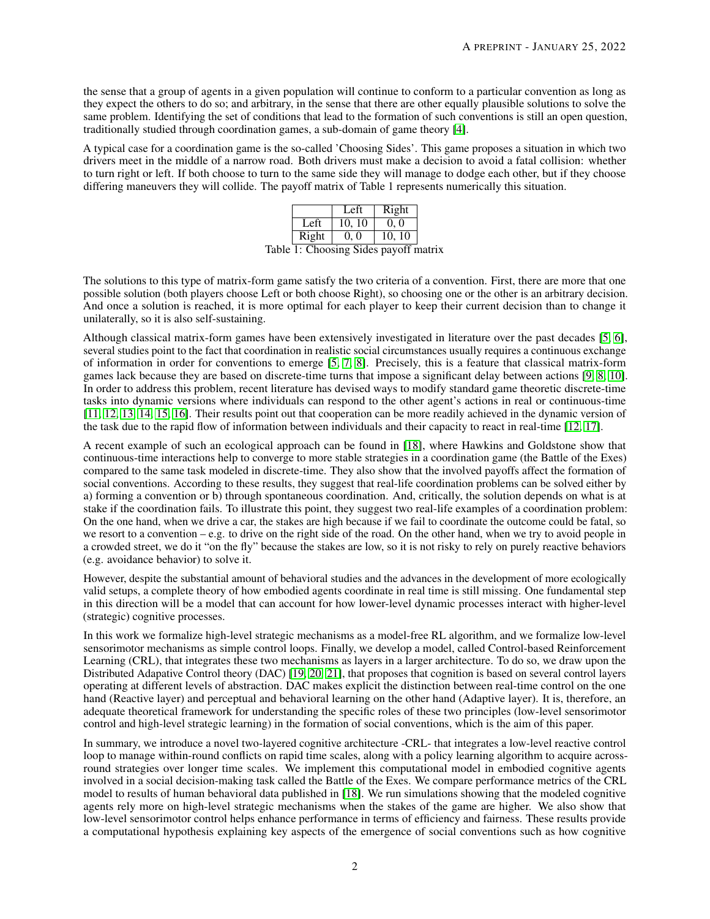the sense that a group of agents in a given population will continue to conform to a particular convention as long as they expect the others to do so; and arbitrary, in the sense that there are other equally plausible solutions to solve the same problem. Identifying the set of conditions that lead to the formation of such conventions is still an open question, traditionally studied through coordination games, a sub-domain of game theory [4].

A typical case for a coordination game is the so-called 'Choosing Sides'. This game proposes a situation in which two drivers meet in the middle of a narrow road. Both drivers must make a decision to avoid a fatal collision: whether to turn right or left. If both choose to turn to the same side they will manage to dodge each other, but if they choose differing maneuvers they will collide. The payoff matrix of Table 1 represents numerically this situation.

|  | Left | Right |
|---|---|---|
| Left | 10, 10 | 0, 0 |
| Right | 0, 0 | 10, 10 |

Table 1: Choosing Sides payoff matrix

The solutions to this type of matrix-form game satisfy the two criteria of a convention. First, there are more that one possible solution (both players choose Left or both choose Right), so choosing one or the other is an arbitrary decision. And once a solution is reached, it is more optimal for each player to keep their current decision than to change it unilaterally, so it is also self-sustaining.

Although classical matrix-form games have been extensively investigated in literature over the past decades [5, 6], several studies point to the fact that coordination in realistic social circumstances usually requires a continuous exchange of information in order for conventions to emerge [5, 7, 8]. Precisely, this is a feature that classical matrix-form games lack because they are based on discrete-time turns that impose a significant delay between actions [9, 8, 10]. In order to address this problem, recent literature has devised ways to modify standard game theoretic discrete-time tasks into dynamic versions where individuals can respond to the other agent's actions in real or continuous-time [11, 12, 13, 14, 15, 16]. Their results point out that cooperation can be more readily achieved in the dynamic version of the task due to the rapid flow of information between individuals and their capacity to react in real-time [12, 17].

A recent example of such an ecological approach can be found in [18], where Hawkins and Goldstone show that continuous-time interactions help to converge to more stable strategies in a coordination game (the Battle of the Exes) compared to the same task modeled in discrete-time. They also show that the involved payoffs affect the formation of social conventions. According to these results, they suggest that real-life coordination problems can be solved either by a) forming a convention or b) through spontaneous coordination. And, critically, the solution depends on what is at stake if the coordination fails. To illustrate this point, they suggest two real-life examples of a coordination problem: On the one hand, when we drive a car, the stakes are high because if we fail to coordinate the outcome could be fatal, so we resort to a convention – e.g. to drive on the right side of the road. On the other hand, when we try to avoid people in a crowded street, we do it "on the fly" because the stakes are low, so it is not risky to rely on purely reactive behaviors (e.g. avoidance behavior) to solve it.

However, despite the substantial amount of behavioral studies and the advances in the development of more ecologically valid setups, a complete theory of how embodied agents coordinate in real time is still missing. One fundamental step in this direction will be a model that can account for how lower-level dynamic processes interact with higher-level (strategic) cognitive processes.

In this work we formalize high-level strategic mechanisms as a model-free RL algorithm, and we formalize low-level sensorimotor mechanisms as simple control loops. Finally, we develop a model, called Control-based Reinforcement Learning (CRL), that integrates these two mechanisms as layers in a larger architecture. To do so, we draw upon the Distributed Adapative Control theory (DAC) [19, 20, 21], that proposes that cognition is based on several control layers operating at different levels of abstraction. DAC makes explicit the distinction between real-time control on the one hand (Reactive layer) and perceptual and behavioral learning on the other hand (Adaptive layer). It is, therefore, an adequate theoretical framework for understanding the specific roles of these two principles (low-level sensorimotor control and high-level strategic learning) in the formation of social conventions, which is the aim of this paper.

In summary, we introduce a novel two-layered cognitive architecture -CRL- that integrates a low-level reactive control loop to manage within-round conflicts on rapid time scales, along with a policy learning algorithm to acquire across-round strategies over longer time scales. We implement this computational model in embodied cognitive agents involved in a social decision-making task called the Battle of the Exes. We compare performance metrics of the CRL model to results of human behavioral data published in [18]. We run simulations showing that the modeled cognitive agents rely more on high-level strategic mechanisms when the stakes of the game are higher. We also show that low-level sensorimotor control helps enhance performance in terms of efficiency and fairness. These results provide a computational hypothesis explaining key aspects of the emergence of social conventions such as how cognitive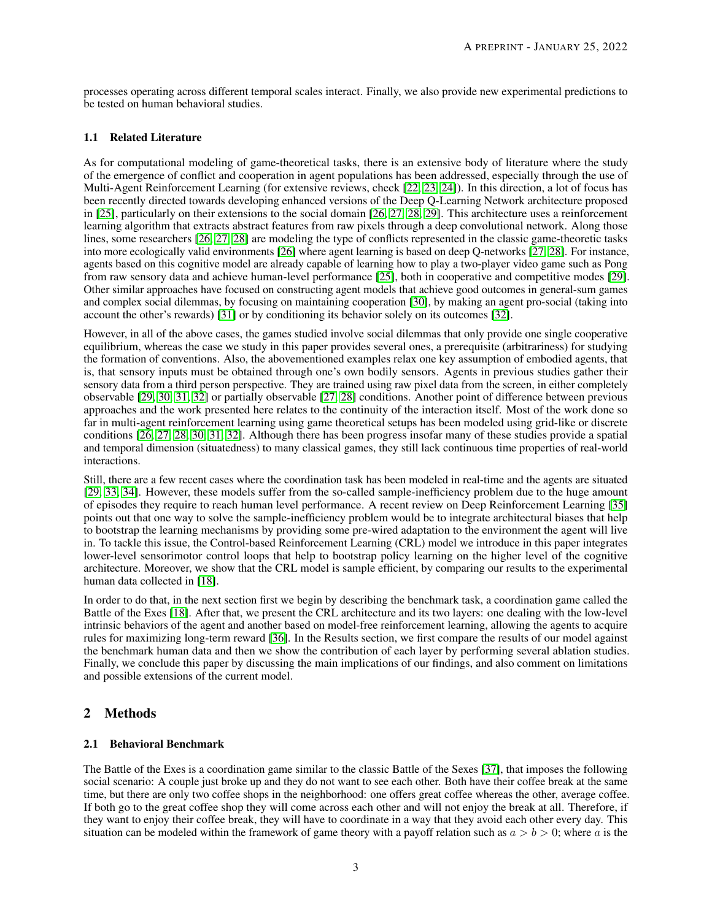processes operating across different temporal scales interact. Finally, we also provide new experimental predictions to be tested on human behavioral studies.

### 1.1 Related Literature

As for computational modeling of game-theoretical tasks, there is an extensive body of literature where the study of the emergence of conflict and cooperation in agent populations has been addressed, especially through the use of Multi-Agent Reinforcement Learning (for extensive reviews, check [22, 23, 24]). In this direction, a lot of focus has been recently directed towards developing enhanced versions of the Deep Q-Learning Network architecture proposed in [25], particularly on their extensions to the social domain [26, 27, 28, 29]. This architecture uses a reinforcement learning algorithm that extracts abstract features from raw pixels through a deep convolutional network. Along those lines, some researchers [26, 27, 28] are modeling the type of conflicts represented in the classic game-theoretic tasks into more ecologically valid environments [26] where agent learning is based on deep Q-networks [27, 28]. For instance, agents based on this cognitive model are already capable of learning how to play a two-player video game such as Pong from raw sensory data and achieve human-level performance [25], both in cooperative and competitive modes [29]. Other similar approaches have focused on constructing agent models that achieve good outcomes in general-sum games and complex social dilemmas, by focusing on maintaining cooperation [30], by making an agent pro-social (taking into account the other's rewards) [31] or by conditioning its behavior solely on its outcomes [32].

However, in all of the above cases, the games studied involve social dilemmas that only provide one single cooperative equilibrium, whereas the case we study in this paper provides several ones, a prerequisite (arbitrariness) for studying the formation of conventions. Also, the abovementioned examples relax one key assumption of embodied agents, that is, that sensory inputs must be obtained through one's own bodily sensors. Agents in previous studies gather their sensory data from a third person perspective. They are trained using raw pixel data from the screen, in either completely observable [29, 30, 31, 32] or partially observable [27, 28] conditions. Another point of difference between previous approaches and the work presented here relates to the continuity of the interaction itself. Most of the work done so far in multi-agent reinforcement learning using game theoretical setups has been modeled using grid-like or discrete conditions [26, 27, 28, 30, 31, 32]. Although there has been progress insofar many of these studies provide a spatial and temporal dimension (situatedness) to many classical games, they still lack continuous time properties of real-world interactions.

Still, there are a few recent cases where the coordination task has been modeled in real-time and the agents are situated [29, 33, 34]. However, these models suffer from the so-called sample-inefficiency problem due to the huge amount of episodes they require to reach human level performance. A recent review on Deep Reinforcement Learning [35] points out that one way to solve the sample-inefficiency problem would be to integrate architectural biases that help to bootstrap the learning mechanisms by providing some pre-wired adaptation to the environment the agent will live in. To tackle this issue, the Control-based Reinforcement Learning (CRL) model we introduce in this paper integrates lower-level sensorimotor control loops that help to bootstrap policy learning on the higher level of the cognitive architecture. Moreover, we show that the CRL model is sample efficient, by comparing our results to the experimental human data collected in [18].

In order to do that, in the next section first we begin by describing the benchmark task, a coordination game called the Battle of the Exes [18]. After that, we present the CRL architecture and its two layers: one dealing with the low-level intrinsic behaviors of the agent and another based on model-free reinforcement learning, allowing the agents to acquire rules for maximizing long-term reward [36]. In the Results section, we first compare the results of our model against the benchmark human data and then we show the contribution of each layer by performing several ablation studies. Finally, we conclude this paper by discussing the main implications of our findings, and also comment on limitations and possible extensions of the current model.

## 2 Methods

### 2.1 Behavioral Benchmark

The Battle of the Exes is a coordination game similar to the classic Battle of the Sexes [37], that imposes the following social scenario: A couple just broke up and they do not want to see each other. Both have their coffee break at the same time, but there are only two coffee shops in the neighborhood: one offers great coffee whereas the other, average coffee. If both go to the great coffee shop they will come across each other and will not enjoy the break at all. Therefore, if they want to enjoy their coffee break, they will have to coordinate in a way that they avoid each other every day. This situation can be modeled within the framework of game theory with a payoff relation such as $a > b > 0$; where $a$ is the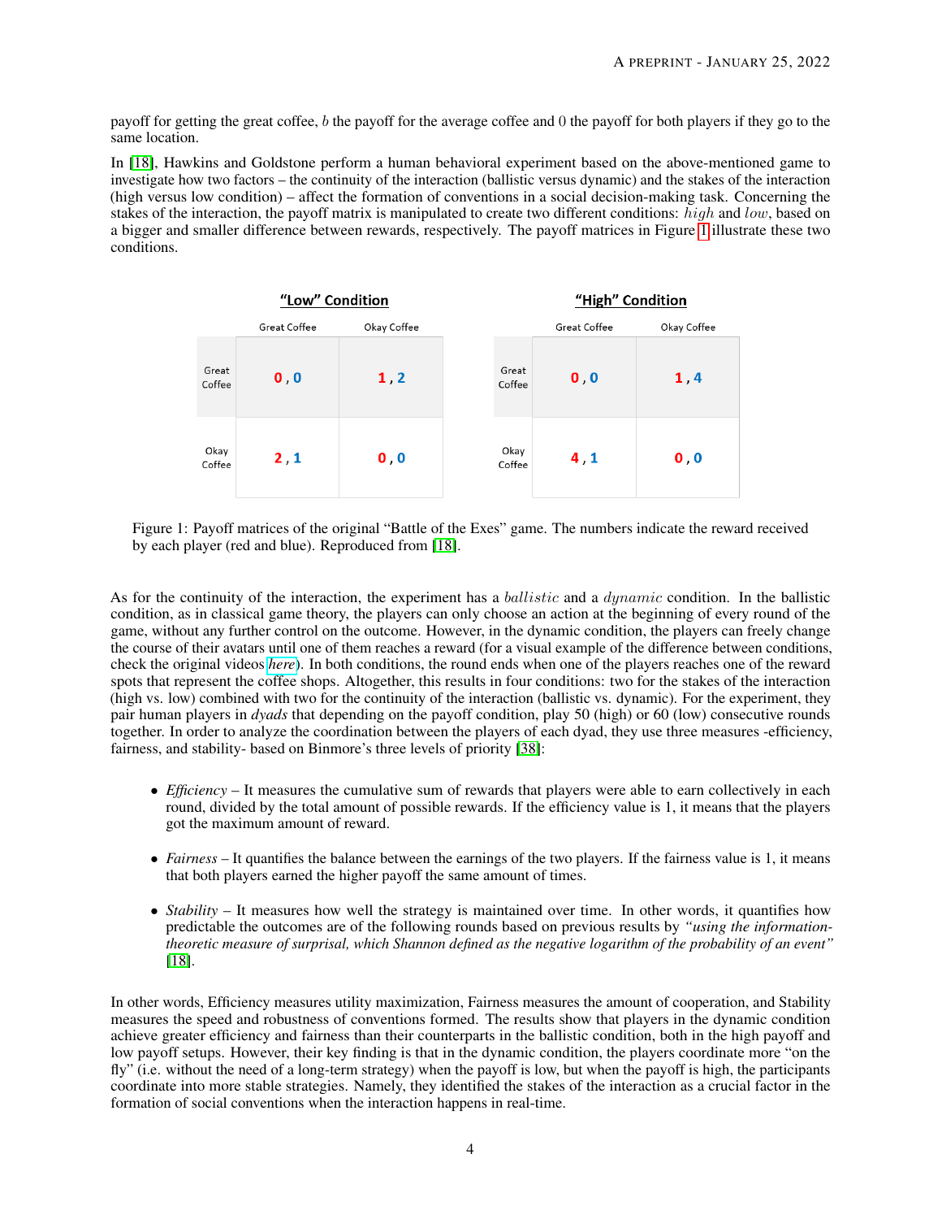payoff for getting the great coffee, $b$ the payoff for the average coffee and 0 the payoff for both players if they go to the same location.

In [18], Hawkins and Goldstone perform a human behavioral experiment based on the above-mentioned game to investigate how two factors – the continuity of the interaction (ballistic versus dynamic) and the stakes of the interaction (high versus low condition) – affect the formation of conventions in a social decision-making task. Concerning the stakes of the interaction, the payoff matrix is manipulated to create two different conditions: $high$ and $low$, based on a bigger and smaller difference between rewards, respectively. The payoff matrices in Figure 1 illustrate these two conditions.

**"Low" Condition**

| | Great Coffee | Okay Coffee |
|---|---|---|
| Great Coffee | 0 , 0 | 1 , 2 |
| Okay Coffee | 2 , 1 | 0 , 0 |

**"High" Condition**

| | Great Coffee | Okay Coffee |
|---|---|---|
| Great Coffee | 0 , 0 | 1 , 4 |
| Okay Coffee | 4 , 1 | 0 , 0 |

Figure 1: Payoff matrices of the original "Battle of the Exes" game. The numbers indicate the reward received by each player (red and blue). Reproduced from [18].

As for the continuity of the interaction, the experiment has a $ballistic$ and a $dynamic$ condition. In the ballistic condition, as in classical game theory, the players can only choose an action at the beginning of every round of the game, without any further control on the outcome. However, in the dynamic condition, the players can freely change the course of their avatars until one of them reaches a reward (for a visual example of the difference between conditions, check the original videos *here*). In both conditions, the round ends when one of the players reaches one of the reward spots that represent the coffee shops. Altogether, this results in four conditions: two for the stakes of the interaction (high vs. low) combined with two for the continuity of the interaction (ballistic vs. dynamic). For the experiment, they pair human players in *dyads* that depending on the payoff condition, play 50 (high) or 60 (low) consecutive rounds together. In order to analyze the coordination between the players of each dyad, they use three measures -efficiency, fairness, and stability- based on Binmore's three levels of priority [38]:

- *Efficiency* – It measures the cumulative sum of rewards that players were able to earn collectively in each round, divided by the total amount of possible rewards. If the efficiency value is 1, it means that the players got the maximum amount of reward.
- *Fairness* – It quantifies the balance between the earnings of the two players. If the fairness value is 1, it means that both players earned the higher payoff the same amount of times.
- *Stability* – It measures how well the strategy is maintained over time. In other words, it quantifies how predictable the outcomes are of the following rounds based on previous results by *"using the information-theoretic measure of surprisal, which Shannon defined as the negative logarithm of the probability of an event"* [18].

In other words, Efficiency measures utility maximization, Fairness measures the amount of cooperation, and Stability measures the speed and robustness of conventions formed. The results show that players in the dynamic condition achieve greater efficiency and fairness than their counterparts in the ballistic condition, both in the high payoff and low payoff setups. However, their key finding is that in the dynamic condition, the players coordinate more "on the fly" (i.e. without the need of a long-term strategy) when the payoff is low, but when the payoff is high, the participants coordinate into more stable strategies. Namely, they identified the stakes of the interaction as a crucial factor in the formation of social conventions when the interaction happens in real-time.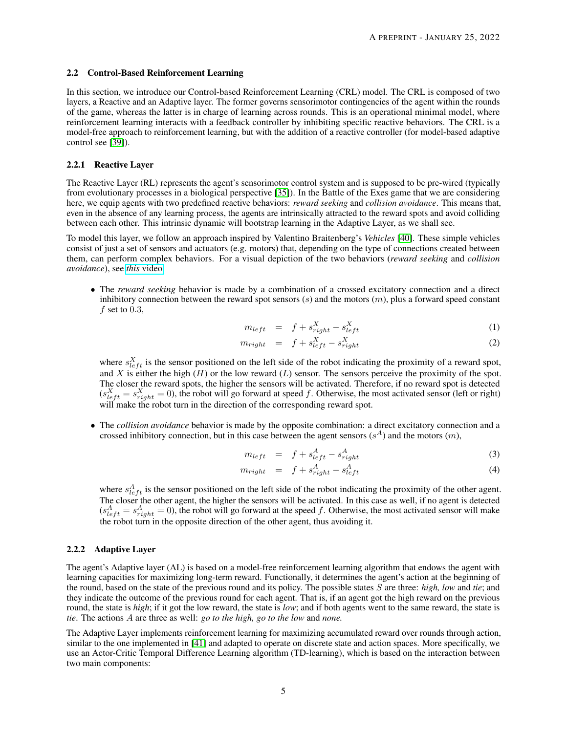### 2.2 Control-Based Reinforcement Learning

In this section, we introduce our Control-based Reinforcement Learning (CRL) model. The CRL is composed of two layers, a Reactive and an Adaptive layer. The former governs sensorimotor contingencies of the agent within the rounds of the game, whereas the latter is in charge of learning across rounds. This is an operational minimal model, where reinforcement learning interacts with a feedback controller by inhibiting specific reactive behaviors. The CRL is a model-free approach to reinforcement learning, but with the addition of a reactive controller (for model-based adaptive control see [39]).

#### 2.2.1 Reactive Layer

The Reactive Layer (RL) represents the agent's sensorimotor control system and is supposed to be pre-wired (typically from evolutionary processes in a biological perspective [35]). In the Battle of the Exes game that we are considering here, we equip agents with two predefined reactive behaviors: *reward seeking* and *collision avoidance*. This means that, even in the absence of any learning process, the agents are intrinsically attracted to the reward spots and avoid colliding between each other. This intrinsic dynamic will bootstrap learning in the Adaptive Layer, as we shall see.

To model this layer, we follow an approach inspired by Valentino Braitenberg's *Vehicles* [40]. These simple vehicles consist of just a set of sensors and actuators (e.g. motors) that, depending on the type of connections created between them, can perform complex behaviors. For a visual depiction of the two behaviors (*reward seeking* and *collision avoidance*), see *this* video.

- The *reward seeking* behavior is made by a combination of a crossed excitatory connection and a direct inhibitory connection between the reward spot sensors ($s$) and the motors ($m$), plus a forward speed constant $f$ set to $0.3$,

$$m_{left} = f + s^X_{right} - s^X_{left} \tag{1}$$

$$m_{right} = f + s^X_{left} - s^X_{right} \tag{2}$$

  where $s^X_{left}$ is the sensor positioned on the left side of the robot indicating the proximity of a reward spot, and $X$ is either the high ($H$) or the low reward ($L$) sensor. The sensors perceive the proximity of the spot. The closer the reward spots, the higher the sensors will be activated. Therefore, if no reward spot is detected ($s^X_{left} = s^X_{right} = 0$), the robot will go forward at speed $f$. Otherwise, the most activated sensor (left or right) will make the robot turn in the direction of the corresponding reward spot.

- The *collision avoidance* behavior is made by the opposite combination: a direct excitatory connection and a crossed inhibitory connection, but in this case between the agent sensors ($s^A$) and the motors ($m$),

$$m_{left} = f + s^A_{left} - s^A_{right} \tag{3}$$

$$m_{right} = f + s^A_{right} - s^A_{left} \tag{4}$$

  where $s^A_{left}$ is the sensor positioned on the left side of the robot indicating the proximity of the other agent. The closer the other agent, the higher the sensors will be activated. In this case as well, if no agent is detected ($s^A_{left} = s^A_{right} = 0$), the robot will go forward at the speed $f$. Otherwise, the most activated sensor will make the robot turn in the opposite direction of the other agent, thus avoiding it.

#### 2.2.2 Adaptive Layer

The agent's Adaptive layer (AL) is based on a model-free reinforcement learning algorithm that endows the agent with learning capacities for maximizing long-term reward. Functionally, it determines the agent's action at the beginning of the round, based on the state of the previous round and its policy. The possible states $S$ are three: *high, low* and *tie*; and they indicate the outcome of the previous round for each agent. That is, if an agent got the high reward on the previous round, the state is *high*; if it got the low reward, the state is *low*; and if both agents went to the same reward, the state is *tie*. The actions $A$ are three as well: *go to the high, go to the low* and *none.*

The Adaptive Layer implements reinforcement learning for maximizing accumulated reward over rounds through action, similar to the one implemented in [41] and adapted to operate on discrete state and action spaces. More specifically, we use an Actor-Critic Temporal Difference Learning algorithm (TD-learning), which is based on the interaction between two main components: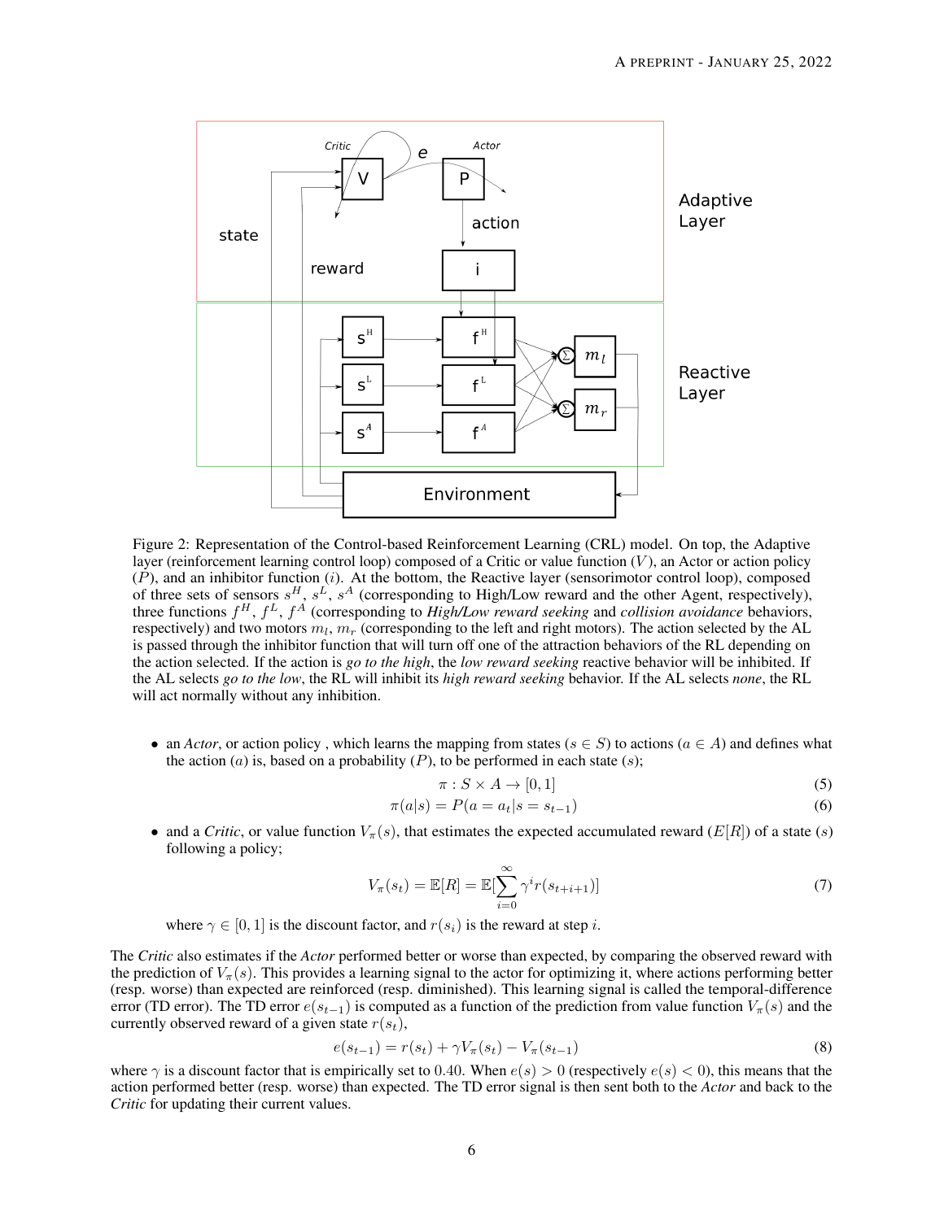Figure 2: Representation of the Control-based Reinforcement Learning (CRL) model. On top, the Adaptive layer (reinforcement learning control loop) composed of a Critic or value function ($V$), an Actor or action policy ($P$), and an inhibitor function ($i$). At the bottom, the Reactive layer (sensorimotor control loop), composed of three sets of sensors $s^H$, $s^L$, $s^A$ (corresponding to High/Low reward and the other Agent, respectively), three functions $f^H$, $f^L$, $f^A$ (corresponding to *High/Low reward seeking* and *collision avoidance* behaviors, respectively) and two motors $m_l$, $m_r$ (corresponding to the left and right motors). The action selected by the AL is passed through the inhibitor function that will turn off one of the attraction behaviors of the RL depending on the action selected. If the action is *go to the high*, the *low reward seeking* reactive behavior will be inhibited. If the AL selects *go to the low*, the RL will inhibit its *high reward seeking* behavior. If the AL selects *none*, the RL will act normally without any inhibition.

- an *Actor*, or action policy , which learns the mapping from states ($s \in S$) to actions ($a \in A$) and defines what the action ($a$) is, based on a probability ($P$), to be performed in each state ($s$);

$$\pi : S \times A \rightarrow [0, 1] \tag{5}$$

$$\pi(a|s) = P(a = a_t | s = s_{t-1}) \tag{6}$$

- and a *Critic*, or value function $V_\pi(s)$, that estimates the expected accumulated reward ($E[R]$) of a state ($s$) following a policy;

$$V_\pi(s_t) = \mathbb{E}[R] = \mathbb{E}[\sum_{i=0}^{\infty} \gamma^i r(s_{t+i+1})] \tag{7}$$

where $\gamma \in [0, 1]$ is the discount factor, and $r(s_i)$ is the reward at step $i$.

The *Critic* also estimates if the *Actor* performed better or worse than expected, by comparing the observed reward with the prediction of $V_\pi(s)$. This provides a learning signal to the actor for optimizing it, where actions performing better (resp. worse) than expected are reinforced (resp. diminished). This learning signal is called the temporal-difference error (TD error). The TD error $e(s_{t-1})$ is computed as a function of the prediction from value function $V_\pi(s)$ and the currently observed reward of a given state $r(s_t)$,

$$e(s_{t-1}) = r(s_t) + \gamma V_\pi(s_t) - V_\pi(s_{t-1}) \tag{8}$$

where $\gamma$ is a discount factor that is empirically set to $0.40$. When $e(s) > 0$ (respectively $e(s) < 0$), this means that the action performed better (resp. worse) than expected. The TD error signal is then sent both to the *Actor* and back to the *Critic* for updating their current values.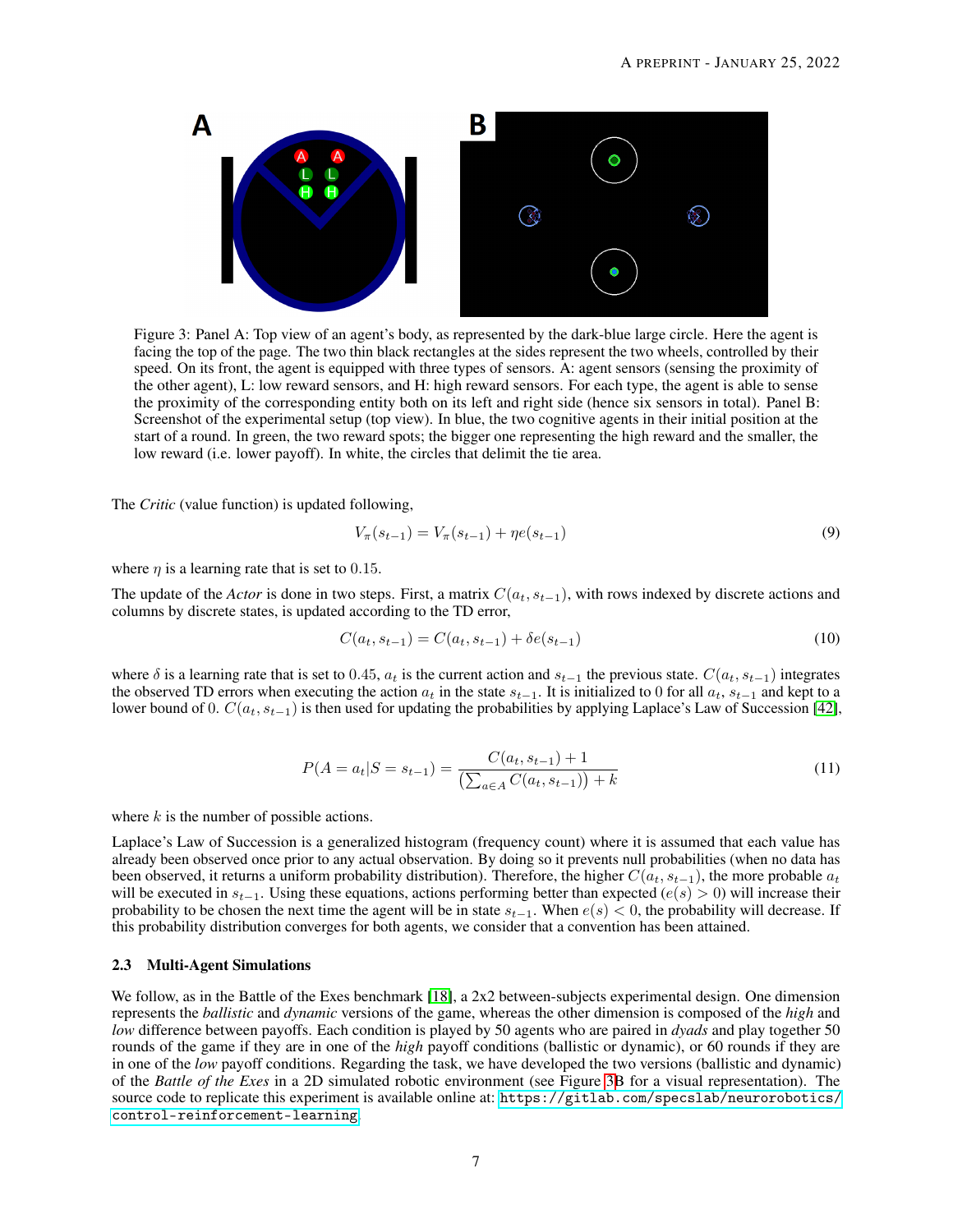Figure 3: Panel A: Top view of an agent's body, as represented by the dark-blue large circle. Here the agent is facing the top of the page. The two thin black rectangles at the sides represent the two wheels, controlled by their speed. On its front, the agent is equipped with three types of sensors. A: agent sensors (sensing the proximity of the other agent), L: low reward sensors, and H: high reward sensors. For each type, the agent is able to sense the proximity of the corresponding entity both on its left and right side (hence six sensors in total). Panel B: Screenshot of the experimental setup (top view). In blue, the two cognitive agents in their initial position at the start of a round. In green, the two reward spots; the bigger one representing the high reward and the smaller, the low reward (i.e. lower payoff). In white, the circles that delimit the tie area.

The *Critic* (value function) is updated following,

$$V_\pi(s_{t-1}) = V_\pi(s_{t-1}) + \eta e(s_{t-1}) \tag{9}$$

where $\eta$ is a learning rate that is set to $0.15$.

The update of the *Actor* is done in two steps. First, a matrix $C(a_t, s_{t-1})$, with rows indexed by discrete actions and columns by discrete states, is updated according to the TD error,

$$C(a_t, s_{t-1}) = C(a_t, s_{t-1}) + \delta e(s_{t-1}) \tag{10}$$

where $\delta$ is a learning rate that is set to $0.45$, $a_t$ is the current action and $s_{t-1}$ the previous state. $C(a_t, s_{t-1})$ integrates the observed TD errors when executing the action $a_t$ in the state $s_{t-1}$. It is initialized to $0$ for all $a_t$, $s_{t-1}$ and kept to a lower bound of $0$. $C(a_t, s_{t-1})$ is then used for updating the probabilities by applying Laplace's Law of Succession [42],

$$P(A = a_t | S = s_{t-1}) = \frac{C(a_t, s_{t-1}) + 1}{\left(\sum_{a \in A} C(a_t, s_{t-1})\right) + k} \tag{11}$$

where $k$ is the number of possible actions.

Laplace's Law of Succession is a generalized histogram (frequency count) where it is assumed that each value has already been observed once prior to any actual observation. By doing so it prevents null probabilities (when no data has been observed, it returns a uniform probability distribution). Therefore, the higher $C(a_t, s_{t-1})$, the more probable $a_t$ will be executed in $s_{t-1}$. Using these equations, actions performing better than expected ($e(s) > 0$) will increase their probability to be chosen the next time the agent will be in state $s_{t-1}$. When $e(s) < 0$, the probability will decrease. If this probability distribution converges for both agents, we consider that a convention has been attained.

### 2.3 Multi-Agent Simulations

We follow, as in the Battle of the Exes benchmark [18], a 2x2 between-subjects experimental design. One dimension represents the *ballistic* and *dynamic* versions of the game, whereas the other dimension is composed of the *high* and *low* difference between payoffs. Each condition is played by 50 agents who are paired in *dyads* and play together 50 rounds of the game if they are in one of the *high* payoff conditions (ballistic or dynamic), or 60 rounds if they are in one of the *low* payoff conditions. Regarding the task, we have developed the two versions (ballistic and dynamic) of the *Battle of the Exes* in a 2D simulated robotic environment (see Figure 3B for a visual representation). The source code to replicate this experiment is available online at: `https://gitlab.com/specslab/neurorobotics/control-reinforcement-learning`.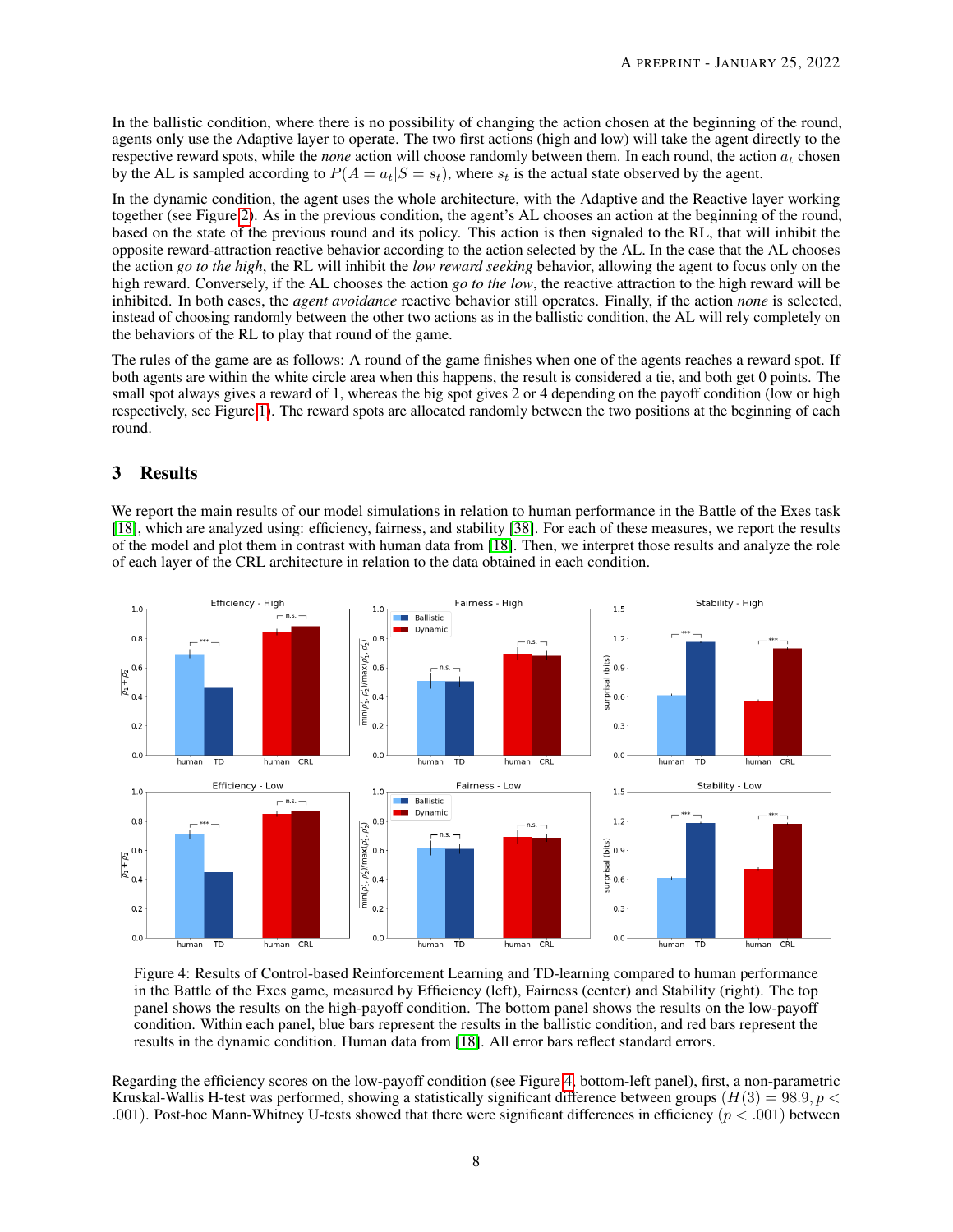In the ballistic condition, where there is no possibility of changing the action chosen at the beginning of the round, agents only use the Adaptive layer to operate. The two first actions (high and low) will take the agent directly to the respective reward spots, while the *none* action will choose randomly between them. In each round, the action $a_t$ chosen by the AL is sampled according to $P(A = a_t|S = s_t)$, where $s_t$ is the actual state observed by the agent.

In the dynamic condition, the agent uses the whole architecture, with the Adaptive and the Reactive layer working together (see Figure 2). As in the previous condition, the agent's AL chooses an action at the beginning of the round, based on the state of the previous round and its policy. This action is then signaled to the RL, that will inhibit the opposite reward-attraction reactive behavior according to the action selected by the AL. In the case that the AL chooses the action *go to the high*, the RL will inhibit the *low reward seeking* behavior, allowing the agent to focus only on the high reward. Conversely, if the AL chooses the action *go to the low*, the reactive attraction to the high reward will be inhibited. In both cases, the *agent avoidance* reactive behavior still operates. Finally, if the action *none* is selected, instead of choosing randomly between the other two actions as in the ballistic condition, the AL will rely completely on the behaviors of the RL to play that round of the game.

The rules of the game are as follows: A round of the game finishes when one of the agents reaches a reward spot. If both agents are within the white circle area when this happens, the result is considered a tie, and both get 0 points. The small spot always gives a reward of 1, whereas the big spot gives 2 or 4 depending on the payoff condition (low or high respectively, see Figure 1). The reward spots are allocated randomly between the two positions at the beginning of each round.

## 3 Results

We report the main results of our model simulations in relation to human performance in the Battle of the Exes task [18], which are analyzed using: efficiency, fairness, and stability [38]. For each of these measures, we report the results of the model and plot them in contrast with human data from [18]. Then, we interpret those results and analyze the role of each layer of the CRL architecture in relation to the data obtained in each condition.

Figure 4: Results of Control-based Reinforcement Learning and TD-learning compared to human performance in the Battle of the Exes game, measured by Efficiency (left), Fairness (center) and Stability (right). The top panel shows the results on the high-payoff condition. The bottom panel shows the results on the low-payoff condition. Within each panel, blue bars represent the results in the ballistic condition, and red bars represent the results in the dynamic condition. Human data from [18]. All error bars reflect standard errors.

Regarding the efficiency scores on the low-payoff condition (see Figure 4, bottom-left panel), first, a non-parametric Kruskal-Wallis H-test was performed, showing a statistically significant difference between groups ($H(3) = 98.9, p < .001$). Post-hoc Mann-Whitney U-tests showed that there were significant differences in efficiency ($p < .001$) between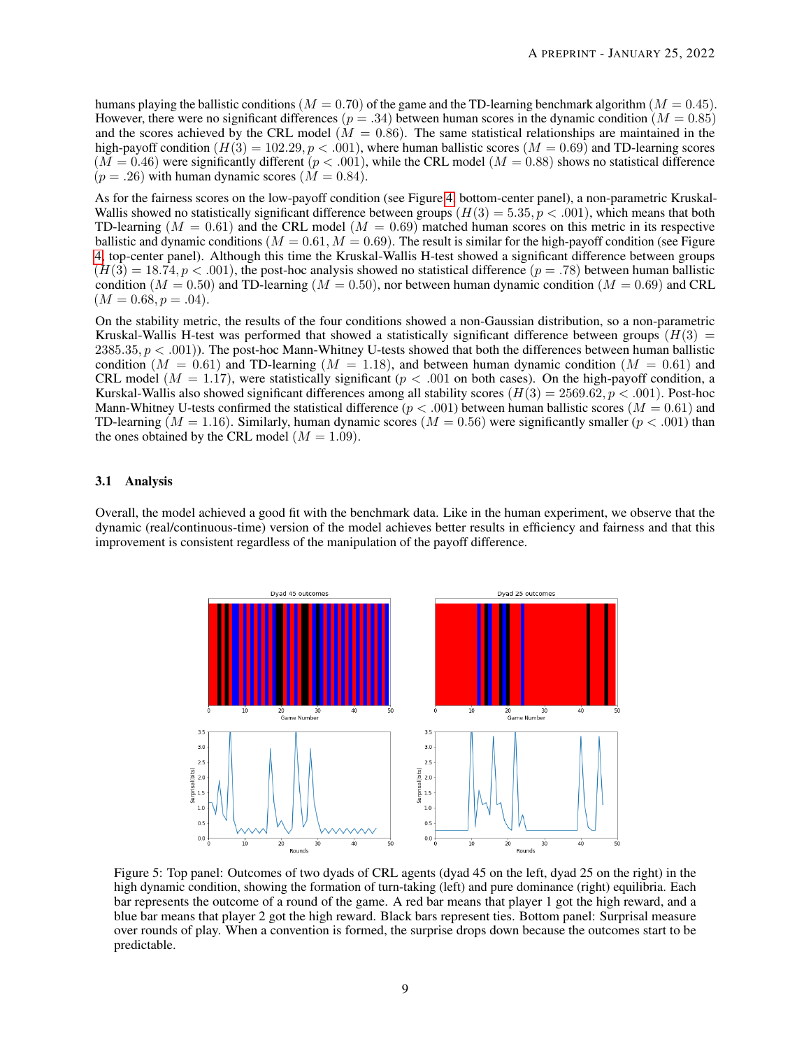humans playing the ballistic conditions ($M = 0.70$) of the game and the TD-learning benchmark algorithm ($M = 0.45$). However, there were no significant differences ($p = .34$) between human scores in the dynamic condition ($M = 0.85$) and the scores achieved by the CRL model ($M = 0.86$). The same statistical relationships are maintained in the high-payoff condition ($H(3) = 102.29, p < .001$), where human ballistic scores ($M = 0.69$) and TD-learning scores ($M = 0.46$) were significantly different ($p < .001$), while the CRL model ($M = 0.88$) shows no statistical difference ($p = .26$) with human dynamic scores ($M = 0.84$).

As for the fairness scores on the low-payoff condition (see Figure 4, bottom-center panel), a non-parametric Kruskal-Wallis showed no statistically significant difference between groups ($H(3) = 5.35, p < .001$), which means that both TD-learning ($M = 0.61$) and the CRL model ($M = 0.69$) matched human scores on this metric in its respective ballistic and dynamic conditions ($M = 0.61, M = 0.69$). The result is similar for the high-payoff condition (see Figure 4, top-center panel). Although this time the Kruskal-Wallis H-test showed a significant difference between groups ($H(3) = 18.74, p < .001$), the post-hoc analysis showed no statistical difference ($p = .78$) between human ballistic condition ($M = 0.50$) and TD-learning ($M = 0.50$), nor between human dynamic condition ($M = 0.69$) and CRL ($M = 0.68, p = .04$).

On the stability metric, the results of the four conditions showed a non-Gaussian distribution, so a non-parametric Kruskal-Wallis H-test was performed that showed a statistically significant difference between groups ($H(3) = 2385.35, p < .001$)). The post-hoc Mann-Whitney U-tests showed that both the differences between human ballistic condition ($M = 0.61$) and TD-learning ($M = 1.18$), and between human dynamic condition ($M = 0.61$) and CRL model ($M = 1.17$), were statistically significant ($p < .001$ on both cases). On the high-payoff condition, a Kurskal-Wallis also showed significant differences among all stability scores ($H(3) = 2569.62, p < .001$). Post-hoc Mann-Whitney U-tests confirmed the statistical difference ($p < .001$) between human ballistic scores ($M = 0.61$) and TD-learning ($M = 1.16$). Similarly, human dynamic scores ($M = 0.56$) were significantly smaller ($p < .001$) than the ones obtained by the CRL model ($M = 1.09$).

### 3.1 Analysis

Overall, the model achieved a good fit with the benchmark data. Like in the human experiment, we observe that the dynamic (real/continuous-time) version of the model achieves better results in efficiency and fairness and that this improvement is consistent regardless of the manipulation of the payoff difference.

Figure 5: Top panel: Outcomes of two dyads of CRL agents (dyad 45 on the left, dyad 25 on the right) in the high dynamic condition, showing the formation of turn-taking (left) and pure dominance (right) equilibria. Each bar represents the outcome of a round of the game. A red bar means that player 1 got the high reward, and a blue bar means that player 2 got the high reward. Black bars represent ties. Bottom panel: Surprisal measure over rounds of play. When a convention is formed, the surprise drops down because the outcomes start to be predictable.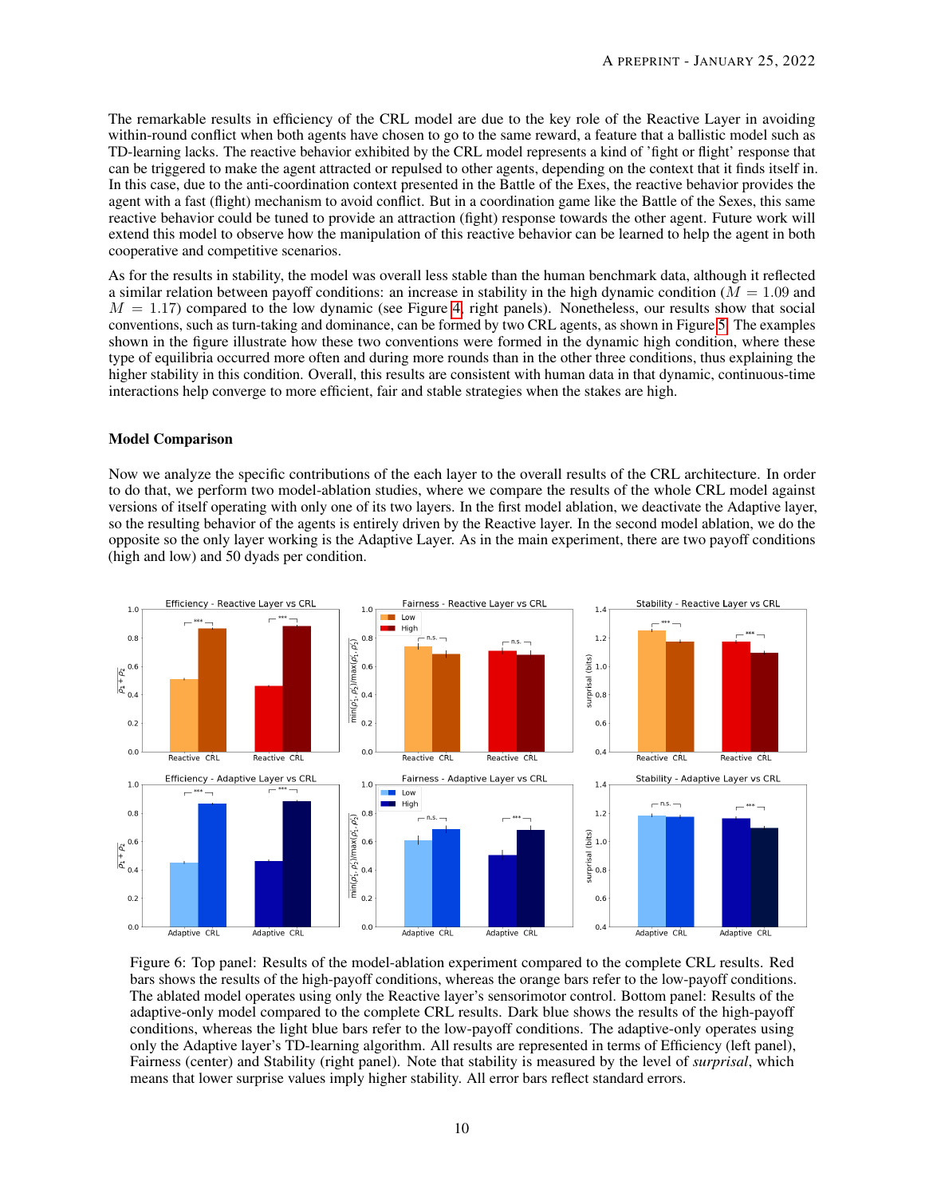The remarkable results in efficiency of the CRL model are due to the key role of the Reactive Layer in avoiding within-round conflict when both agents have chosen to go to the same reward, a feature that a ballistic model such as TD-learning lacks. The reactive behavior exhibited by the CRL model represents a kind of 'fight or flight' response that can be triggered to make the agent attracted or repulsed to other agents, depending on the context that it finds itself in. In this case, due to the anti-coordination context presented in the Battle of the Exes, the reactive behavior provides the agent with a fast (flight) mechanism to avoid conflict. But in a coordination game like the Battle of the Sexes, this same reactive behavior could be tuned to provide an attraction (fight) response towards the other agent. Future work will extend this model to observe how the manipulation of this reactive behavior can be learned to help the agent in both cooperative and competitive scenarios.

As for the results in stability, the model was overall less stable than the human benchmark data, although it reflected a similar relation between payoff conditions: an increase in stability in the high dynamic condition ($M = 1.09$ and $M = 1.17$) compared to the low dynamic (see Figure 4, right panels). Nonetheless, our results show that social conventions, such as turn-taking and dominance, can be formed by two CRL agents, as shown in Figure 5. The examples shown in the figure illustrate how these two conventions were formed in the dynamic high condition, where these type of equilibria occurred more often and during more rounds than in the other three conditions, thus explaining the higher stability in this condition. Overall, this results are consistent with human data in that dynamic, continuous-time interactions help converge to more efficient, fair and stable strategies when the stakes are high.

### Model Comparison

Now we analyze the specific contributions of the each layer to the overall results of the CRL architecture. In order to do that, we perform two model-ablation studies, where we compare the results of the whole CRL model against versions of itself operating with only one of its two layers. In the first model ablation, we deactivate the Adaptive layer, so the resulting behavior of the agents is entirely driven by the Reactive layer. In the second model ablation, we do the opposite so the only layer working is the Adaptive Layer. As in the main experiment, there are two payoff conditions (high and low) and 50 dyads per condition.

Figure 6: Top panel: Results of the model-ablation experiment compared to the complete CRL results. Red bars shows the results of the high-payoff conditions, whereas the orange bars refer to the low-payoff conditions. The ablated model operates using only the Reactive layer's sensorimotor control. Bottom panel: Results of the adaptive-only model compared to the complete CRL results. Dark blue shows the results of the high-payoff conditions, whereas the light blue bars refer to the low-payoff conditions. The adaptive-only operates using only the Adaptive layer's TD-learning algorithm. All results are represented in terms of Efficiency (left panel), Fairness (center) and Stability (right panel). Note that stability is measured by the level of *surprisal*, which means that lower surprise values imply higher stability. All error bars reflect standard errors.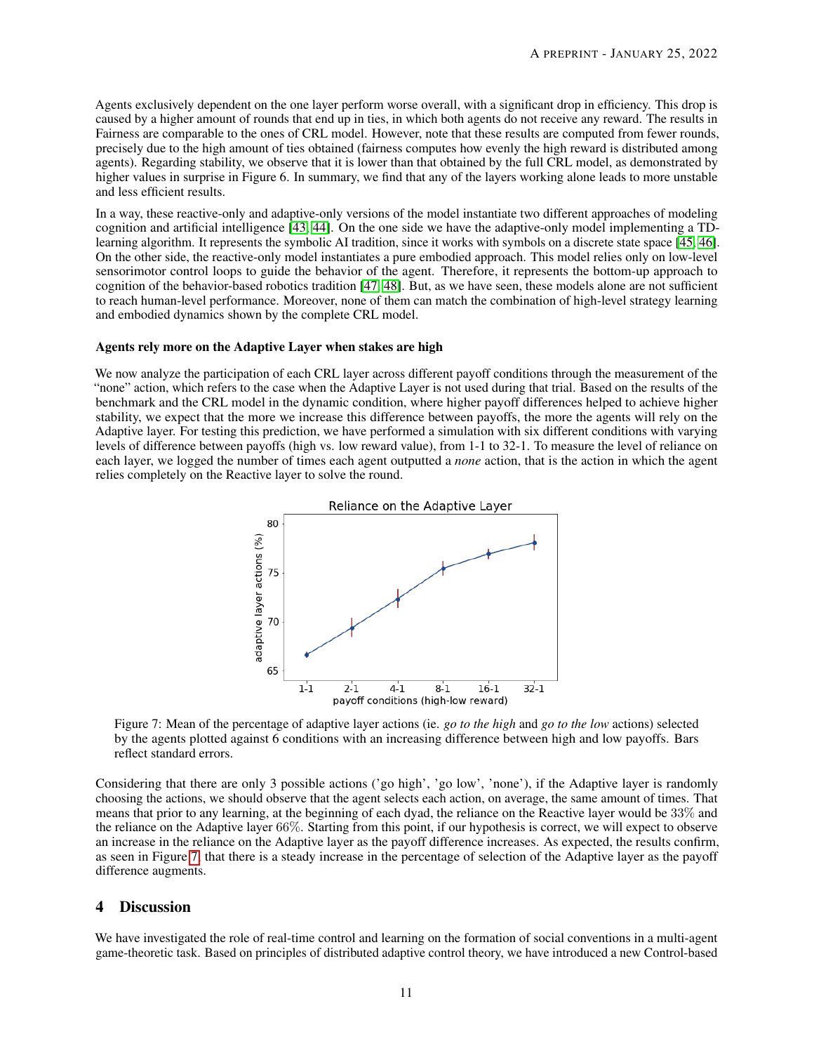Agents exclusively dependent on the one layer perform worse overall, with a significant drop in efficiency. This drop is caused by a higher amount of rounds that end up in ties, in which both agents do not receive any reward. The results in Fairness are comparable to the ones of CRL model. However, note that these results are computed from fewer rounds, precisely due to the high amount of ties obtained (fairness computes how evenly the high reward is distributed among agents). Regarding stability, we observe that it is lower than that obtained by the full CRL model, as demonstrated by higher values in surprise in Figure 6. In summary, we find that any of the layers working alone leads to more unstable and less efficient results.

In a way, these reactive-only and adaptive-only versions of the model instantiate two different approaches of modeling cognition and artificial intelligence [43, 44]. On the one side we have the adaptive-only model implementing a TD-learning algorithm. It represents the symbolic AI tradition, since it works with symbols on a discrete state space [45, 46]. On the other side, the reactive-only model instantiates a pure embodied approach. This model relies only on low-level sensorimotor control loops to guide the behavior of the agent. Therefore, it represents the bottom-up approach to cognition of the behavior-based robotics tradition [47, 48]. But, as we have seen, these models alone are not sufficient to reach human-level performance. Moreover, none of them can match the combination of high-level strategy learning and embodied dynamics shown by the complete CRL model.

**Agents rely more on the Adaptive Layer when stakes are high**

We now analyze the participation of each CRL layer across different payoff conditions through the measurement of the "none" action, which refers to the case when the Adaptive Layer is not used during that trial. Based on the results of the benchmark and the CRL model in the dynamic condition, where higher payoff differences helped to achieve higher stability, we expect that the more we increase this difference between payoffs, the more the agents will rely on the Adaptive layer. For testing this prediction, we have performed a simulation with six different conditions with varying levels of difference between payoffs (high vs. low reward value), from 1-1 to 32-1. To measure the level of reliance on each layer, we logged the number of times each agent outputted a *none* action, that is the action in which the agent relies completely on the Reactive layer to solve the round.

Figure 7: Mean of the percentage of adaptive layer actions (ie. *go to the high* and *go to the low* actions) selected by the agents plotted against 6 conditions with an increasing difference between high and low payoffs. Bars reflect standard errors.

Considering that there are only 3 possible actions ('go high', 'go low', 'none'), if the Adaptive layer is randomly choosing the actions, we should observe that the agent selects each action, on average, the same amount of times. That means that prior to any learning, at the beginning of each dyad, the reliance on the Reactive layer would be 33% and the reliance on the Adaptive layer 66%. Starting from this point, if our hypothesis is correct, we will expect to observe an increase in the reliance on the Adaptive layer as the payoff difference increases. As expected, the results confirm, as seen in Figure 7, that there is a steady increase in the percentage of selection of the Adaptive layer as the payoff difference augments.

# 4 Discussion

We have investigated the role of real-time control and learning on the formation of social conventions in a multi-agent game-theoretic task. Based on principles of distributed adaptive control theory, we have introduced a new Control-based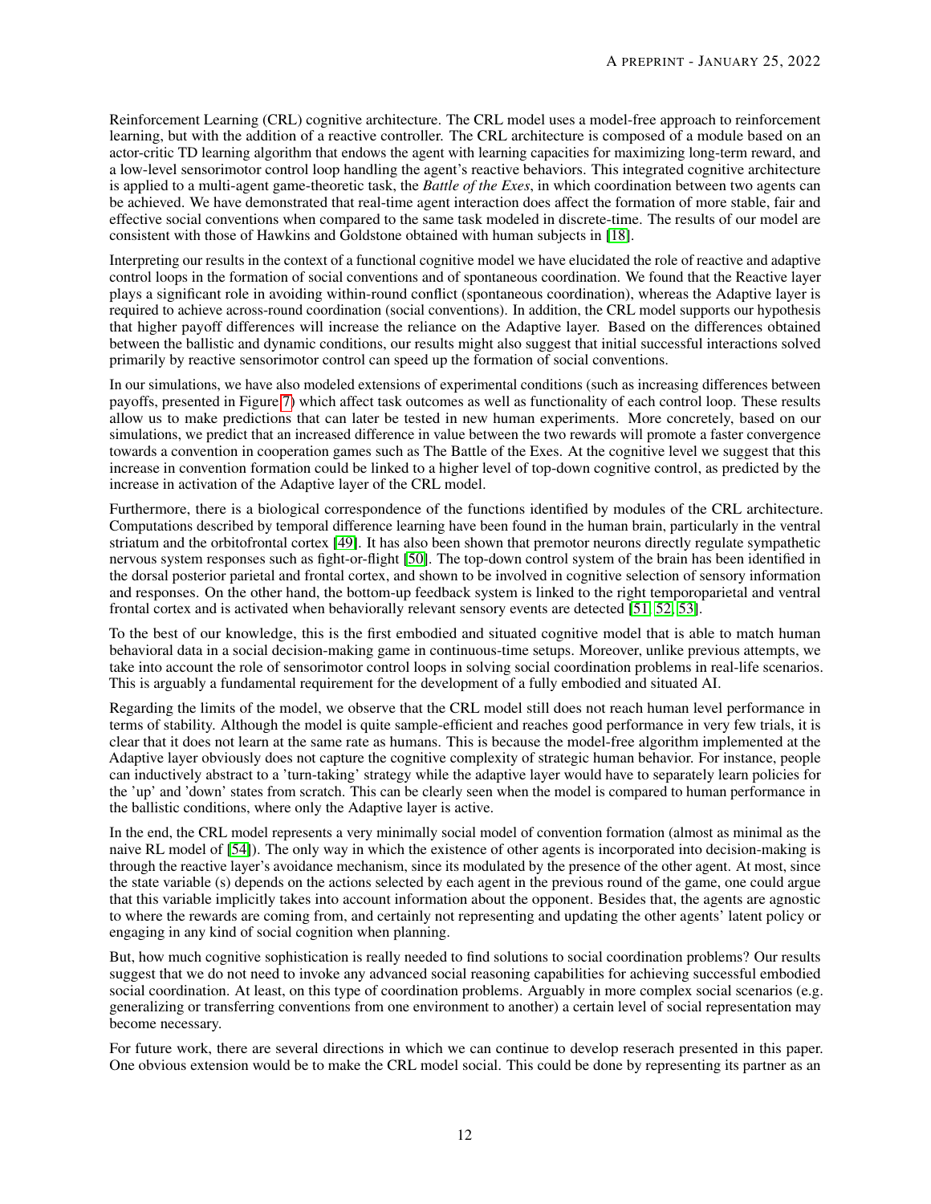Reinforcement Learning (CRL) cognitive architecture. The CRL model uses a model-free approach to reinforcement learning, but with the addition of a reactive controller. The CRL architecture is composed of a module based on an actor-critic TD learning algorithm that endows the agent with learning capacities for maximizing long-term reward, and a low-level sensorimotor control loop handling the agent's reactive behaviors. This integrated cognitive architecture is applied to a multi-agent game-theoretic task, the *Battle of the Exes*, in which coordination between two agents can be achieved. We have demonstrated that real-time agent interaction does affect the formation of more stable, fair and effective social conventions when compared to the same task modeled in discrete-time. The results of our model are consistent with those of Hawkins and Goldstone obtained with human subjects in [18].

Interpreting our results in the context of a functional cognitive model we have elucidated the role of reactive and adaptive control loops in the formation of social conventions and of spontaneous coordination. We found that the Reactive layer plays a significant role in avoiding within-round conflict (spontaneous coordination), whereas the Adaptive layer is required to achieve across-round coordination (social conventions). In addition, the CRL model supports our hypothesis that higher payoff differences will increase the reliance on the Adaptive layer. Based on the differences obtained between the ballistic and dynamic conditions, our results might also suggest that initial successful interactions solved primarily by reactive sensorimotor control can speed up the formation of social conventions.

In our simulations, we have also modeled extensions of experimental conditions (such as increasing differences between payoffs, presented in Figure 7) which affect task outcomes as well as functionality of each control loop. These results allow us to make predictions that can later be tested in new human experiments. More concretely, based on our simulations, we predict that an increased difference in value between the two rewards will promote a faster convergence towards a convention in cooperation games such as The Battle of the Exes. At the cognitive level we suggest that this increase in convention formation could be linked to a higher level of top-down cognitive control, as predicted by the increase in activation of the Adaptive layer of the CRL model.

Furthermore, there is a biological correspondence of the functions identified by modules of the CRL architecture. Computations described by temporal difference learning have been found in the human brain, particularly in the ventral striatum and the orbitofrontal cortex [49]. It has also been shown that premotor neurons directly regulate sympathetic nervous system responses such as fight-or-flight [50]. The top-down control system of the brain has been identified in the dorsal posterior parietal and frontal cortex, and shown to be involved in cognitive selection of sensory information and responses. On the other hand, the bottom-up feedback system is linked to the right temporoparietal and ventral frontal cortex and is activated when behaviorally relevant sensory events are detected [51, 52, 53].

To the best of our knowledge, this is the first embodied and situated cognitive model that is able to match human behavioral data in a social decision-making game in continuous-time setups. Moreover, unlike previous attempts, we take into account the role of sensorimotor control loops in solving social coordination problems in real-life scenarios. This is arguably a fundamental requirement for the development of a fully embodied and situated AI.

Regarding the limits of the model, we observe that the CRL model still does not reach human level performance in terms of stability. Although the model is quite sample-efficient and reaches good performance in very few trials, it is clear that it does not learn at the same rate as humans. This is because the model-free algorithm implemented at the Adaptive layer obviously does not capture the cognitive complexity of strategic human behavior. For instance, people can inductively abstract to a 'turn-taking' strategy while the adaptive layer would have to separately learn policies for the 'up' and 'down' states from scratch. This can be clearly seen when the model is compared to human performance in the ballistic conditions, where only the Adaptive layer is active.

In the end, the CRL model represents a very minimally social model of convention formation (almost as minimal as the naive RL model of [54]). The only way in which the existence of other agents is incorporated into decision-making is through the reactive layer's avoidance mechanism, since its modulated by the presence of the other agent. At most, since the state variable (s) depends on the actions selected by each agent in the previous round of the game, one could argue that this variable implicitly takes into account information about the opponent. Besides that, the agents are agnostic to where the rewards are coming from, and certainly not representing and updating the other agents' latent policy or engaging in any kind of social cognition when planning.

But, how much cognitive sophistication is really needed to find solutions to social coordination problems? Our results suggest that we do not need to invoke any advanced social reasoning capabilities for achieving successful embodied social coordination. At least, on this type of coordination problems. Arguably in more complex social scenarios (e.g. generalizing or transferring conventions from one environment to another) a certain level of social representation may become necessary.

For future work, there are several directions in which we can continue to develop reserach presented in this paper. One obvious extension would be to make the CRL model social. This could be done by representing its partner as an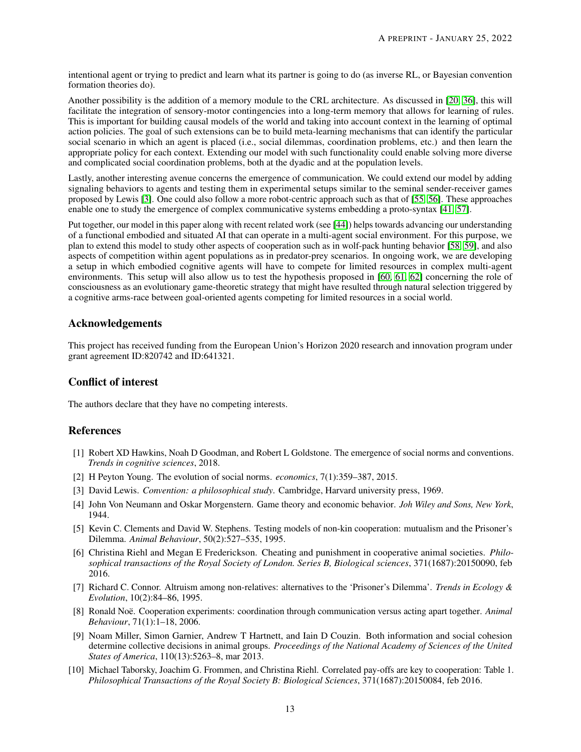intentional agent or trying to predict and learn what its partner is going to do (as inverse RL, or Bayesian convention formation theories do).

Another possibility is the addition of a memory module to the CRL architecture. As discussed in [20, 36], this will facilitate the integration of sensory-motor contingencies into a long-term memory that allows for learning of rules. This is important for building causal models of the world and taking into account context in the learning of optimal action policies. The goal of such extensions can be to build meta-learning mechanisms that can identify the particular social scenario in which an agent is placed (i.e., social dilemmas, coordination problems, etc.) and then learn the appropriate policy for each context. Extending our model with such functionality could enable solving more diverse and complicated social coordination problems, both at the dyadic and at the population levels.

Lastly, another interesting avenue concerns the emergence of communication. We could extend our model by adding signaling behaviors to agents and testing them in experimental setups similar to the seminal sender-receiver games proposed by Lewis [3]. One could also follow a more robot-centric approach such as that of [55, 56]. These approaches enable one to study the emergence of complex communicative systems embedding a proto-syntax [41, 57].

Put together, our model in this paper along with recent related work (see [44]) helps towards advancing our understanding of a functional embodied and situated AI that can operate in a multi-agent social environment. For this purpose, we plan to extend this model to study other aspects of cooperation such as in wolf-pack hunting behavior [58, 59], and also aspects of competition within agent populations as in predator-prey scenarios. In ongoing work, we are developing a setup in which embodied cognitive agents will have to compete for limited resources in complex multi-agent environments. This setup will also allow us to test the hypothesis proposed in [60, 61, 62] concerning the role of consciousness as an evolutionary game-theoretic strategy that might have resulted through natural selection triggered by a cognitive arms-race between goal-oriented agents competing for limited resources in a social world.

## Acknowledgements

This project has received funding from the European Union's Horizon 2020 research and innovation program under grant agreement ID:820742 and ID:641321.

## Conflict of interest

The authors declare that they have no competing interests.

## References

[1] Robert XD Hawkins, Noah D Goodman, and Robert L Goldstone. The emergence of social norms and conventions. *Trends in cognitive sciences*, 2018.

[2] H Peyton Young. The evolution of social norms. *economics*, 7(1):359–387, 2015.

[3] David Lewis. *Convention: a philosophical study*. Cambridge, Harvard university press, 1969.

[4] John Von Neumann and Oskar Morgenstern. Game theory and economic behavior. *Joh Wiley and Sons, New York*, 1944.

[5] Kevin C. Clements and David W. Stephens. Testing models of non-kin cooperation: mutualism and the Prisoner's Dilemma. *Animal Behaviour*, 50(2):527–535, 1995.

[6] Christina Riehl and Megan E Frederickson. Cheating and punishment in cooperative animal societies. *Philosophical transactions of the Royal Society of London. Series B, Biological sciences*, 371(1687):20150090, feb 2016.

[7] Richard C. Connor. Altruism among non-relatives: alternatives to the 'Prisoner's Dilemma'. *Trends in Ecology & Evolution*, 10(2):84–86, 1995.

[8] Ronald Noë. Cooperation experiments: coordination through communication versus acting apart together. *Animal Behaviour*, 71(1):1–18, 2006.

[9] Noam Miller, Simon Garnier, Andrew T Hartnett, and Iain D Couzin. Both information and social cohesion determine collective decisions in animal groups. *Proceedings of the National Academy of Sciences of the United States of America*, 110(13):5263–8, mar 2013.

[10] Michael Taborsky, Joachim G. Frommen, and Christina Riehl. Correlated pay-offs are key to cooperation: Table 1. *Philosophical Transactions of the Royal Society B: Biological Sciences*, 371(1687):20150084, feb 2016.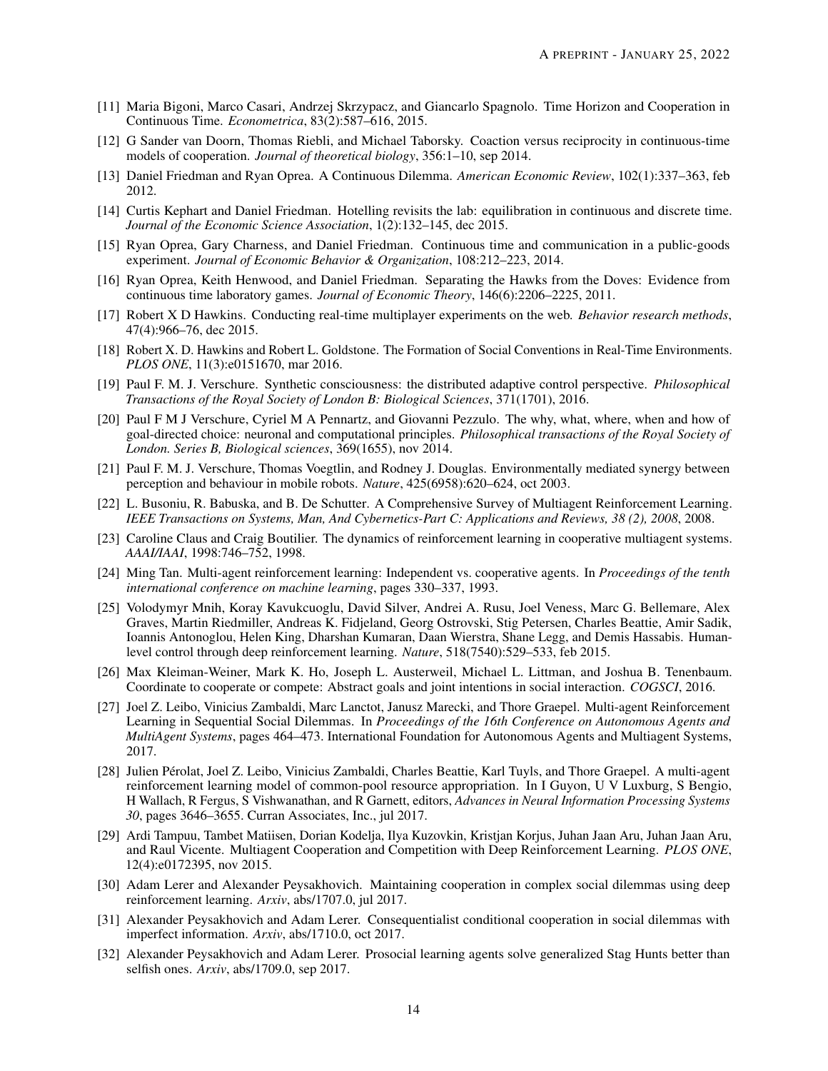[11] Maria Bigoni, Marco Casari, Andrzej Skrzypacz, and Giancarlo Spagnolo. Time Horizon and Cooperation in Continuous Time. *Econometrica*, 83(2):587–616, 2015.

[12] G Sander van Doorn, Thomas Riebli, and Michael Taborsky. Coaction versus reciprocity in continuous-time models of cooperation. *Journal of theoretical biology*, 356:1–10, sep 2014.

[13] Daniel Friedman and Ryan Oprea. A Continuous Dilemma. *American Economic Review*, 102(1):337–363, feb 2012.

[14] Curtis Kephart and Daniel Friedman. Hotelling revisits the lab: equilibration in continuous and discrete time. *Journal of the Economic Science Association*, 1(2):132–145, dec 2015.

[15] Ryan Oprea, Gary Charness, and Daniel Friedman. Continuous time and communication in a public-goods experiment. *Journal of Economic Behavior & Organization*, 108:212–223, 2014.

[16] Ryan Oprea, Keith Henwood, and Daniel Friedman. Separating the Hawks from the Doves: Evidence from continuous time laboratory games. *Journal of Economic Theory*, 146(6):2206–2225, 2011.

[17] Robert X D Hawkins. Conducting real-time multiplayer experiments on the web. *Behavior research methods*, 47(4):966–76, dec 2015.

[18] Robert X. D. Hawkins and Robert L. Goldstone. The Formation of Social Conventions in Real-Time Environments. *PLOS ONE*, 11(3):e0151670, mar 2016.

[19] Paul F. M. J. Verschure. Synthetic consciousness: the distributed adaptive control perspective. *Philosophical Transactions of the Royal Society of London B: Biological Sciences*, 371(1701), 2016.

[20] Paul F M J Verschure, Cyriel M A Pennartz, and Giovanni Pezzulo. The why, what, where, when and how of goal-directed choice: neuronal and computational principles. *Philosophical transactions of the Royal Society of London. Series B, Biological sciences*, 369(1655), nov 2014.

[21] Paul F. M. J. Verschure, Thomas Voegtlin, and Rodney J. Douglas. Environmentally mediated synergy between perception and behaviour in mobile robots. *Nature*, 425(6958):620–624, oct 2003.

[22] L. Busoniu, R. Babuska, and B. De Schutter. A Comprehensive Survey of Multiagent Reinforcement Learning. *IEEE Transactions on Systems, Man, And Cybernetics-Part C: Applications and Reviews, 38 (2), 2008*, 2008.

[23] Caroline Claus and Craig Boutilier. The dynamics of reinforcement learning in cooperative multiagent systems. *AAAI/IAAI*, 1998:746–752, 1998.

[24] Ming Tan. Multi-agent reinforcement learning: Independent vs. cooperative agents. In *Proceedings of the tenth international conference on machine learning*, pages 330–337, 1993.

[25] Volodymyr Mnih, Koray Kavukcuoglu, David Silver, Andrei A. Rusu, Joel Veness, Marc G. Bellemare, Alex Graves, Martin Riedmiller, Andreas K. Fidjeland, Georg Ostrovski, Stig Petersen, Charles Beattie, Amir Sadik, Ioannis Antonoglou, Helen King, Dharshan Kumaran, Daan Wierstra, Shane Legg, and Demis Hassabis. Human-level control through deep reinforcement learning. *Nature*, 518(7540):529–533, feb 2015.

[26] Max Kleiman-Weiner, Mark K. Ho, Joseph L. Austerweil, Michael L. Littman, and Joshua B. Tenenbaum. Coordinate to cooperate or compete: Abstract goals and joint intentions in social interaction. *COGSCI*, 2016.

[27] Joel Z. Leibo, Vinicius Zambaldi, Marc Lanctot, Janusz Marecki, and Thore Graepel. Multi-agent Reinforcement Learning in Sequential Social Dilemmas. In *Proceedings of the 16th Conference on Autonomous Agents and MultiAgent Systems*, pages 464–473. International Foundation for Autonomous Agents and Multiagent Systems, 2017.

[28] Julien Pérolat, Joel Z. Leibo, Vinicius Zambaldi, Charles Beattie, Karl Tuyls, and Thore Graepel. A multi-agent reinforcement learning model of common-pool resource appropriation. In I Guyon, U V Luxburg, S Bengio, H Wallach, R Fergus, S Vishwanathan, and R Garnett, editors, *Advances in Neural Information Processing Systems 30*, pages 3646–3655. Curran Associates, Inc., jul 2017.

[29] Ardi Tampuu, Tambet Matiisen, Dorian Kodelja, Ilya Kuzovkin, Kristjan Korjus, Juhan Jaan Aru, Juhan Jaan Aru, and Raul Vicente. Multiagent Cooperation and Competition with Deep Reinforcement Learning. *PLOS ONE*, 12(4):e0172395, nov 2015.

[30] Adam Lerer and Alexander Peysakhovich. Maintaining cooperation in complex social dilemmas using deep reinforcement learning. *Arxiv*, abs/1707.0, jul 2017.

[31] Alexander Peysakhovich and Adam Lerer. Consequentialist conditional cooperation in social dilemmas with imperfect information. *Arxiv*, abs/1710.0, oct 2017.

[32] Alexander Peysakhovich and Adam Lerer. Prosocial learning agents solve generalized Stag Hunts better than selfish ones. *Arxiv*, abs/1709.0, sep 2017.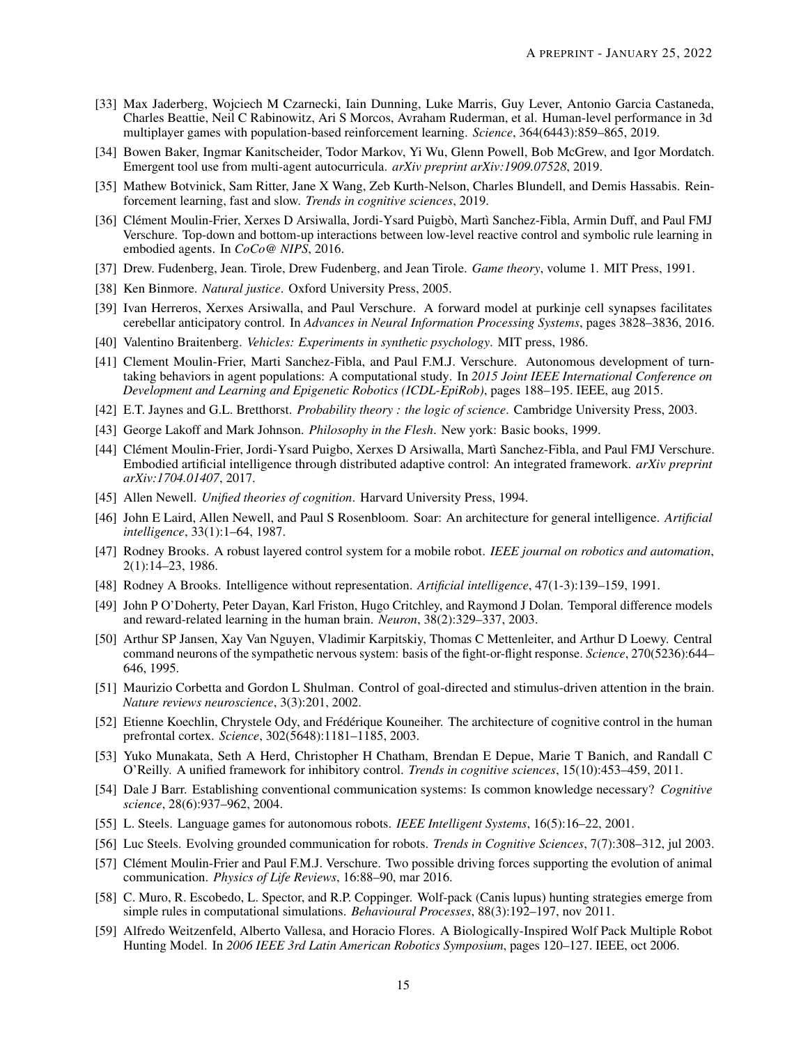[33] Max Jaderberg, Wojciech M Czarnecki, Iain Dunning, Luke Marris, Guy Lever, Antonio Garcia Castaneda, Charles Beattie, Neil C Rabinowitz, Ari S Morcos, Avraham Ruderman, et al. Human-level performance in 3d multiplayer games with population-based reinforcement learning. *Science*, 364(6443):859–865, 2019.

[34] Bowen Baker, Ingmar Kanitscheider, Todor Markov, Yi Wu, Glenn Powell, Bob McGrew, and Igor Mordatch. Emergent tool use from multi-agent autocurricula. *arXiv preprint arXiv:1909.07528*, 2019.

[35] Mathew Botvinick, Sam Ritter, Jane X Wang, Zeb Kurth-Nelson, Charles Blundell, and Demis Hassabis. Reinforcement learning, fast and slow. *Trends in cognitive sciences*, 2019.

[36] Clément Moulin-Frier, Xerxes D Arsiwalla, Jordi-Ysard Puigbò, Martì Sanchez-Fibla, Armin Duff, and Paul FMJ Verschure. Top-down and bottom-up interactions between low-level reactive control and symbolic rule learning in embodied agents. In *CoCo@ NIPS*, 2016.

[37] Drew. Fudenberg, Jean. Tirole, Drew Fudenberg, and Jean Tirole. *Game theory*, volume 1. MIT Press, 1991.

[38] Ken Binmore. *Natural justice*. Oxford University Press, 2005.

[39] Ivan Herreros, Xerxes Arsiwalla, and Paul Verschure. A forward model at purkinje cell synapses facilitates cerebellar anticipatory control. In *Advances in Neural Information Processing Systems*, pages 3828–3836, 2016.

[40] Valentino Braitenberg. *Vehicles: Experiments in synthetic psychology*. MIT press, 1986.

[41] Clement Moulin-Frier, Marti Sanchez-Fibla, and Paul F.M.J. Verschure. Autonomous development of turn-taking behaviors in agent populations: A computational study. In *2015 Joint IEEE International Conference on Development and Learning and Epigenetic Robotics (ICDL-EpiRob)*, pages 188–195. IEEE, aug 2015.

[42] E.T. Jaynes and G.L. Bretthorst. *Probability theory : the logic of science*. Cambridge University Press, 2003.

[43] George Lakoff and Mark Johnson. *Philosophy in the Flesh*. New york: Basic books, 1999.

[44] Clément Moulin-Frier, Jordi-Ysard Puigbo, Xerxes D Arsiwalla, Martì Sanchez-Fibla, and Paul FMJ Verschure. Embodied artificial intelligence through distributed adaptive control: An integrated framework. *arXiv preprint arXiv:1704.01407*, 2017.

[45] Allen Newell. *Unified theories of cognition*. Harvard University Press, 1994.

[46] John E Laird, Allen Newell, and Paul S Rosenbloom. Soar: An architecture for general intelligence. *Artificial intelligence*, 33(1):1–64, 1987.

[47] Rodney Brooks. A robust layered control system for a mobile robot. *IEEE journal on robotics and automation*, 2(1):14–23, 1986.

[48] Rodney A Brooks. Intelligence without representation. *Artificial intelligence*, 47(1-3):139–159, 1991.

[49] John P O'Doherty, Peter Dayan, Karl Friston, Hugo Critchley, and Raymond J Dolan. Temporal difference models and reward-related learning in the human brain. *Neuron*, 38(2):329–337, 2003.

[50] Arthur SP Jansen, Xay Van Nguyen, Vladimir Karpitskiy, Thomas C Mettenleiter, and Arthur D Loewy. Central command neurons of the sympathetic nervous system: basis of the fight-or-flight response. *Science*, 270(5236):644–646, 1995.

[51] Maurizio Corbetta and Gordon L Shulman. Control of goal-directed and stimulus-driven attention in the brain. *Nature reviews neuroscience*, 3(3):201, 2002.

[52] Etienne Koechlin, Chrystele Ody, and Frédérique Kouneiher. The architecture of cognitive control in the human prefrontal cortex. *Science*, 302(5648):1181–1185, 2003.

[53] Yuko Munakata, Seth A Herd, Christopher H Chatham, Brendan E Depue, Marie T Banich, and Randall C O'Reilly. A unified framework for inhibitory control. *Trends in cognitive sciences*, 15(10):453–459, 2011.

[54] Dale J Barr. Establishing conventional communication systems: Is common knowledge necessary? *Cognitive science*, 28(6):937–962, 2004.

[55] L. Steels. Language games for autonomous robots. *IEEE Intelligent Systems*, 16(5):16–22, 2001.

[56] Luc Steels. Evolving grounded communication for robots. *Trends in Cognitive Sciences*, 7(7):308–312, jul 2003.

[57] Clément Moulin-Frier and Paul F.M.J. Verschure. Two possible driving forces supporting the evolution of animal communication. *Physics of Life Reviews*, 16:88–90, mar 2016.

[58] C. Muro, R. Escobedo, L. Spector, and R.P. Coppinger. Wolf-pack (Canis lupus) hunting strategies emerge from simple rules in computational simulations. *Behavioural Processes*, 88(3):192–197, nov 2011.

[59] Alfredo Weitzenfeld, Alberto Vallesa, and Horacio Flores. A Biologically-Inspired Wolf Pack Multiple Robot Hunting Model. In *2006 IEEE 3rd Latin American Robotics Symposium*, pages 120–127. IEEE, oct 2006.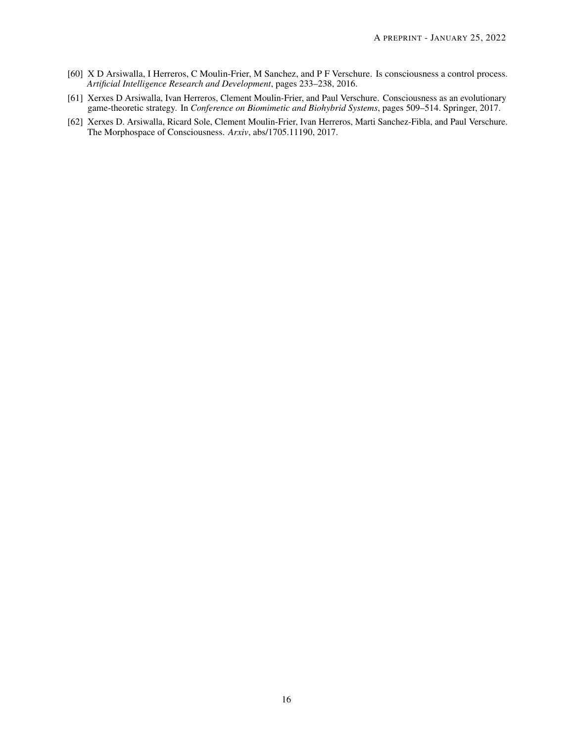[60] X D Arsiwalla, I Herreros, C Moulin-Frier, M Sanchez, and P F Verschure. Is consciousness a control process. *Artificial Intelligence Research and Development*, pages 233–238, 2016.

[61] Xerxes D Arsiwalla, Ivan Herreros, Clement Moulin-Frier, and Paul Verschure. Consciousness as an evolutionary game-theoretic strategy. In *Conference on Biomimetic and Biohybrid Systems*, pages 509–514. Springer, 2017.

[62] Xerxes D. Arsiwalla, Ricard Sole, Clement Moulin-Frier, Ivan Herreros, Marti Sanchez-Fibla, and Paul Verschure. The Morphospace of Consciousness. *Arxiv*, abs/1705.11190, 2017.